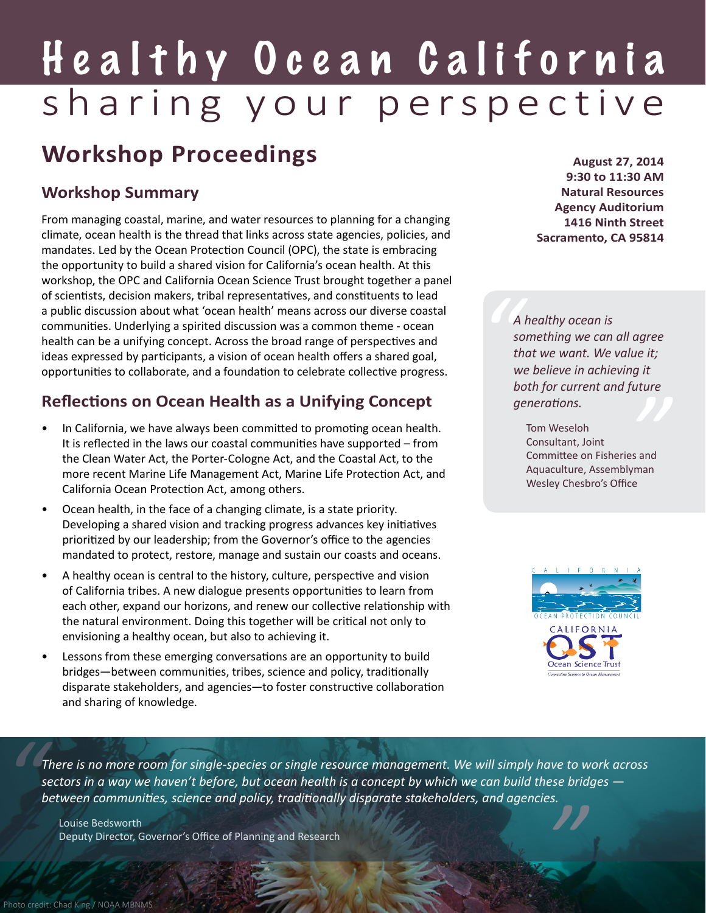# Healthy Ocean California
## sharing your perspective

# Workshop Proceedings

**August 27, 2014**
**9:30 to 11:30 AM**
**Natural Resources Agency Auditorium**
**1416 Ninth Street**
**Sacramento, CA 95814**

## Workshop Summary

From managing coastal, marine, and water resources to planning for a changing climate, ocean health is the thread that links across state agencies, policies, and mandates. Led by the Ocean Protection Council (OPC), the state is embracing the opportunity to build a shared vision for California's ocean health. At this workshop, the OPC and California Ocean Science Trust brought together a panel of scientists, decision makers, tribal representatives, and constituents to lead a public discussion about what 'ocean health' means across our diverse coastal communities. Underlying a spirited discussion was a common theme - ocean health can be a unifying concept. Across the broad range of perspectives and ideas expressed by participants, a vision of ocean health offers a shared goal, opportunities to collaborate, and a foundation to celebrate collective progress.

## Reflections on Ocean Health as a Unifying Concept

- In California, we have always been committed to promoting ocean health. It is reflected in the laws our coastal communities have supported – from the Clean Water Act, the Porter-Cologne Act, and the Coastal Act, to the more recent Marine Life Management Act, Marine Life Protection Act, and California Ocean Protection Act, among others.
- Ocean health, in the face of a changing climate, is a state priority. Developing a shared vision and tracking progress advances key initiatives prioritized by our leadership; from the Governor's office to the agencies mandated to protect, restore, manage and sustain our coasts and oceans.
- A healthy ocean is central to the history, culture, perspective and vision of California tribes. A new dialogue presents opportunities to learn from each other, expand our horizons, and renew our collective relationship with the natural environment. Doing this together will be critical not only to envisioning a healthy ocean, but also to achieving it.
- Lessons from these emerging conversations are an opportunity to build bridges—between communities, tribes, science and policy, traditionally disparate stakeholders, and agencies—to foster constructive collaboration and sharing of knowledge.

> *A healthy ocean is something we can all agree that we want. We value it; we believe in achieving it both for current and future generations.*
>
> Tom Weseloh
> Consultant, Joint Committee on Fisheries and Aquaculture, Assemblyman Wesley Chesbro's Office

> *There is no more room for single-species or single resource management. We will simply have to work across sectors in a way we haven't before, but ocean health is a concept by which we can build these bridges — between communities, science and policy, traditionally disparate stakeholders, and agencies.*
>
> Louise Bedsworth
> Deputy Director, Governor's Office of Planning and Research

Photo credit: Chad King / NOAA MBNMS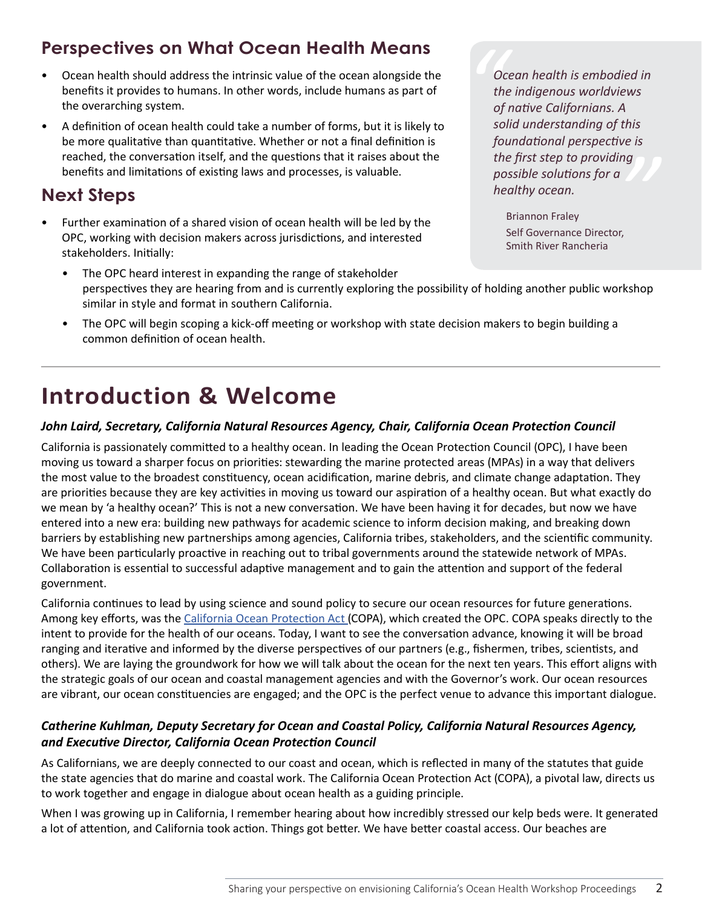## Perspectives on What Ocean Health Means

- Ocean health should address the intrinsic value of the ocean alongside the benefits it provides to humans. In other words, include humans as part of the overarching system.
- A definition of ocean health could take a number of forms, but it is likely to be more qualitative than quantitative. Whether or not a final definition is reached, the conversation itself, and the questions that it raises about the benefits and limitations of existing laws and processes, is valuable.

## Next Steps

- Further examination of a shared vision of ocean health will be led by the OPC, working with decision makers across jurisdictions, and interested stakeholders. Initially:
    - The OPC heard interest in expanding the range of stakeholder perspectives they are hearing from and is currently exploring the possibility of holding another public workshop similar in style and format in southern California.
    - The OPC will begin scoping a kick-off meeting or workshop with state decision makers to begin building a common definition of ocean health.

> *Ocean health is embodied in the indigenous worldviews of native Californians. A solid understanding of this foundational perspective is the first step to providing possible solutions for a healthy ocean.*
>
> Briannon Fraley
> Self Governance Director, Smith River Rancheria

---

# Introduction & Welcome

### *John Laird, Secretary, California Natural Resources Agency, Chair, California Ocean Protection Council*

California is passionately committed to a healthy ocean. In leading the Ocean Protection Council (OPC), I have been moving us toward a sharper focus on priorities: stewarding the marine protected areas (MPAs) in a way that delivers the most value to the broadest constituency, ocean acidification, marine debris, and climate change adaptation. They are priorities because they are key activities in moving us toward our aspiration of a healthy ocean. But what exactly do we mean by 'a healthy ocean?' This is not a new conversation. We have been having it for decades, but now we have entered into a new era: building new pathways for academic science to inform decision making, and breaking down barriers by establishing new partnerships among agencies, California tribes, stakeholders, and the scientific community. We have been particularly proactive in reaching out to tribal governments around the statewide network of MPAs. Collaboration is essential to successful adaptive management and to gain the attention and support of the federal government.

California continues to lead by using science and sound policy to secure our ocean resources for future generations. Among key efforts, was the California Ocean Protection Act (COPA), which created the OPC. COPA speaks directly to the intent to provide for the health of our oceans. Today, I want to see the conversation advance, knowing it will be broad ranging and iterative and informed by the diverse perspectives of our partners (e.g., fishermen, tribes, scientists, and others). We are laying the groundwork for how we will talk about the ocean for the next ten years. This effort aligns with the strategic goals of our ocean and coastal management agencies and with the Governor's work. Our ocean resources are vibrant, our ocean constituencies are engaged; and the OPC is the perfect venue to advance this important dialogue.

### *Catherine Kuhlman, Deputy Secretary for Ocean and Coastal Policy, California Natural Resources Agency, and Executive Director, California Ocean Protection Council*

As Californians, we are deeply connected to our coast and ocean, which is reflected in many of the statutes that guide the state agencies that do marine and coastal work. The California Ocean Protection Act (COPA), a pivotal law, directs us to work together and engage in dialogue about ocean health as a guiding principle.

When I was growing up in California, I remember hearing about how incredibly stressed our kelp beds were. It generated a lot of attention, and California took action. Things got better. We have better coastal access. Our beaches are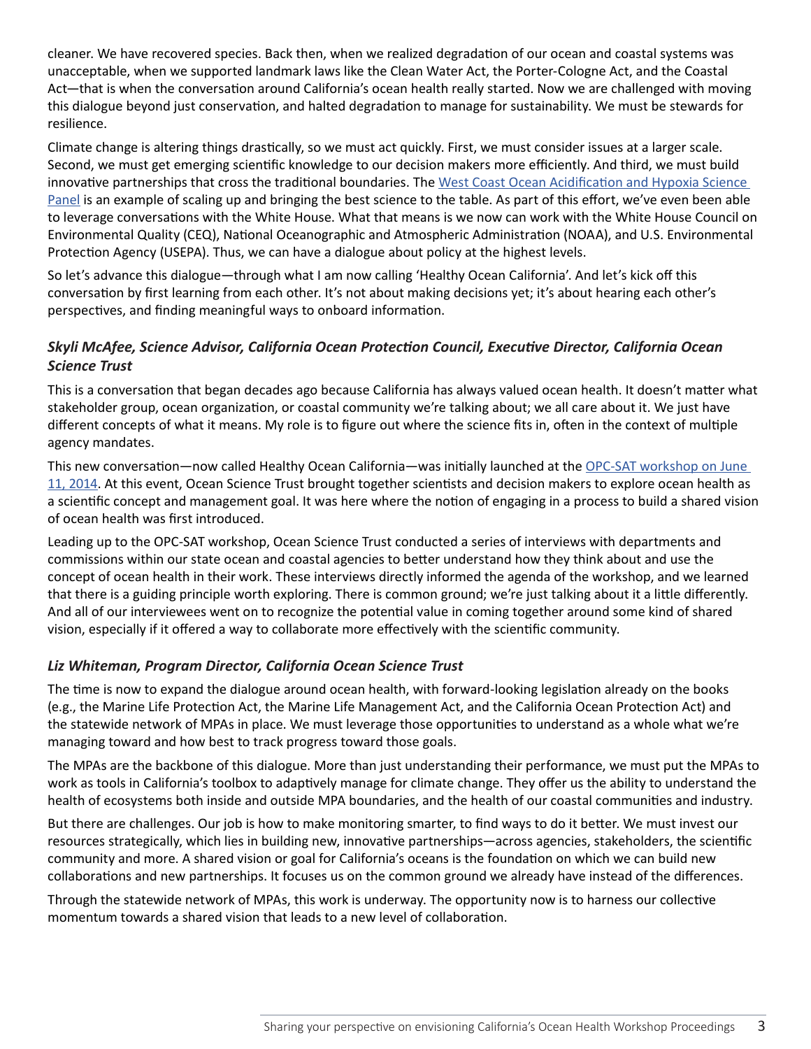cleaner. We have recovered species. Back then, when we realized degradation of our ocean and coastal systems was unacceptable, when we supported landmark laws like the Clean Water Act, the Porter-Cologne Act, and the Coastal Act—that is when the conversation around California's ocean health really started. Now we are challenged with moving this dialogue beyond just conservation, and halted degradation to manage for sustainability. We must be stewards for resilience.

Climate change is altering things drastically, so we must act quickly. First, we must consider issues at a larger scale. Second, we must get emerging scientific knowledge to our decision makers more efficiently. And third, we must build innovative partnerships that cross the traditional boundaries. The West Coast Ocean Acidification and Hypoxia Science Panel is an example of scaling up and bringing the best science to the table. As part of this effort, we've even been able to leverage conversations with the White House. What that means is we now can work with the White House Council on Environmental Quality (CEQ), National Oceanographic and Atmospheric Administration (NOAA), and U.S. Environmental Protection Agency (USEPA). Thus, we can have a dialogue about policy at the highest levels.

So let's advance this dialogue—through what I am now calling 'Healthy Ocean California'. And let's kick off this conversation by first learning from each other. It's not about making decisions yet; it's about hearing each other's perspectives, and finding meaningful ways to onboard information.

### *Skyli McAfee, Science Advisor, California Ocean Protection Council, Executive Director, California Ocean Science Trust*

This is a conversation that began decades ago because California has always valued ocean health. It doesn't matter what stakeholder group, ocean organization, or coastal community we're talking about; we all care about it. We just have different concepts of what it means. My role is to figure out where the science fits in, often in the context of multiple agency mandates.

This new conversation—now called Healthy Ocean California—was initially launched at the OPC-SAT workshop on June 11, 2014. At this event, Ocean Science Trust brought together scientists and decision makers to explore ocean health as a scientific concept and management goal. It was here where the notion of engaging in a process to build a shared vision of ocean health was first introduced.

Leading up to the OPC-SAT workshop, Ocean Science Trust conducted a series of interviews with departments and commissions within our state ocean and coastal agencies to better understand how they think about and use the concept of ocean health in their work. These interviews directly informed the agenda of the workshop, and we learned that there is a guiding principle worth exploring. There is common ground; we're just talking about it a little differently. And all of our interviewees went on to recognize the potential value in coming together around some kind of shared vision, especially if it offered a way to collaborate more effectively with the scientific community.

### *Liz Whiteman, Program Director, California Ocean Science Trust*

The time is now to expand the dialogue around ocean health, with forward-looking legislation already on the books (e.g., the Marine Life Protection Act, the Marine Life Management Act, and the California Ocean Protection Act) and the statewide network of MPAs in place. We must leverage those opportunities to understand as a whole what we're managing toward and how best to track progress toward those goals.

The MPAs are the backbone of this dialogue. More than just understanding their performance, we must put the MPAs to work as tools in California's toolbox to adaptively manage for climate change. They offer us the ability to understand the health of ecosystems both inside and outside MPA boundaries, and the health of our coastal communities and industry.

But there are challenges. Our job is how to make monitoring smarter, to find ways to do it better. We must invest our resources strategically, which lies in building new, innovative partnerships—across agencies, stakeholders, the scientific community and more. A shared vision or goal for California's oceans is the foundation on which we can build new collaborations and new partnerships. It focuses us on the common ground we already have instead of the differences.

Through the statewide network of MPAs, this work is underway. The opportunity now is to harness our collective momentum towards a shared vision that leads to a new level of collaboration.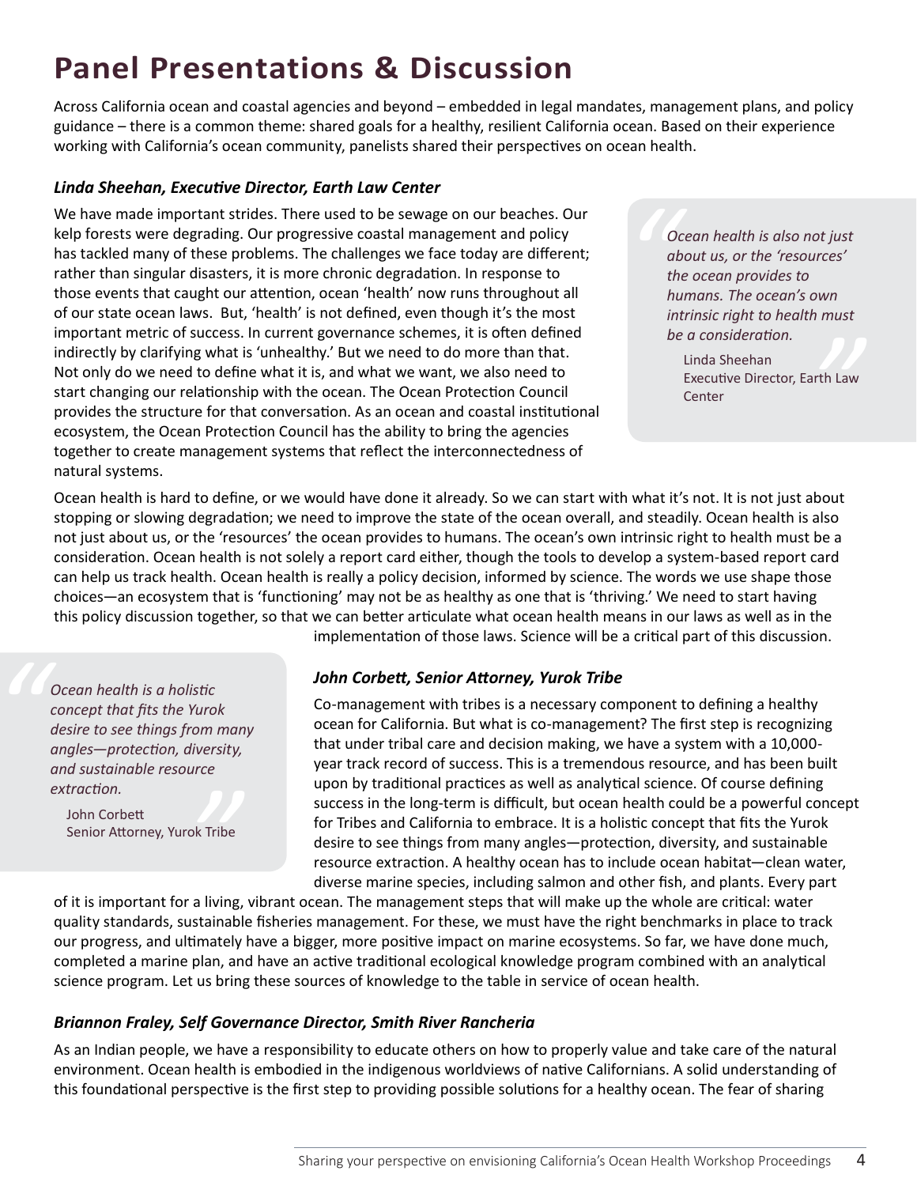# Panel Presentations & Discussion

Across California ocean and coastal agencies and beyond – embedded in legal mandates, management plans, and policy guidance – there is a common theme: shared goals for a healthy, resilient California ocean. Based on their experience working with California's ocean community, panelists shared their perspectives on ocean health.

### *Linda Sheehan, Executive Director, Earth Law Center*

We have made important strides. There used to be sewage on our beaches. Our kelp forests were degrading. Our progressive coastal management and policy has tackled many of these problems. The challenges we face today are different; rather than singular disasters, it is more chronic degradation. In response to those events that caught our attention, ocean 'health' now runs throughout all of our state ocean laws. But, 'health' is not defined, even though it's the most important metric of success. In current governance schemes, it is often defined indirectly by clarifying what is 'unhealthy.' But we need to do more than that. Not only do we need to define what it is, and what we want, we also need to start changing our relationship with the ocean. The Ocean Protection Council provides the structure for that conversation. As an ocean and coastal institutional ecosystem, the Ocean Protection Council has the ability to bring the agencies together to create management systems that reflect the interconnectedness of natural systems.

> *Ocean health is also not just about us, or the 'resources' the ocean provides to humans. The ocean's own intrinsic right to health must be a consideration.*
>
> Linda Sheehan
> Executive Director, Earth Law Center

Ocean health is hard to define, or we would have done it already. So we can start with what it's not. It is not just about stopping or slowing degradation; we need to improve the state of the ocean overall, and steadily. Ocean health is also not just about us, or the 'resources' the ocean provides to humans. The ocean's own intrinsic right to health must be a consideration. Ocean health is not solely a report card either, though the tools to develop a system-based report card can help us track health. Ocean health is really a policy decision, informed by science. The words we use shape those choices—an ecosystem that is 'functioning' may not be as healthy as one that is 'thriving.' We need to start having this policy discussion together, so that we can better articulate what ocean health means in our laws as well as in the implementation of those laws. Science will be a critical part of this discussion.

### *John Corbett, Senior Attorney, Yurok Tribe*

> *Ocean health is a holistic concept that fits the Yurok desire to see things from many angles—protection, diversity, and sustainable resource extraction.*
>
> John Corbett
> Senior Attorney, Yurok Tribe

Co-management with tribes is a necessary component to defining a healthy ocean for California. But what is co-management? The first step is recognizing that under tribal care and decision making, we have a system with a 10,000-year track record of success. This is a tremendous resource, and has been built upon by traditional practices as well as analytical science. Of course defining success in the long-term is difficult, but ocean health could be a powerful concept for Tribes and California to embrace. It is a holistic concept that fits the Yurok desire to see things from many angles—protection, diversity, and sustainable resource extraction. A healthy ocean has to include ocean habitat—clean water, diverse marine species, including salmon and other fish, and plants. Every part of it is important for a living, vibrant ocean. The management steps that will make up the whole are critical: water quality standards, sustainable fisheries management. For these, we must have the right benchmarks in place to track our progress, and ultimately have a bigger, more positive impact on marine ecosystems. So far, we have done much, completed a marine plan, and have an active traditional ecological knowledge program combined with an analytical science program. Let us bring these sources of knowledge to the table in service of ocean health.

### *Briannon Fraley, Self Governance Director, Smith River Rancheria*

As an Indian people, we have a responsibility to educate others on how to properly value and take care of the natural environment. Ocean health is embodied in the indigenous worldviews of native Californians. A solid understanding of this foundational perspective is the first step to providing possible solutions for a healthy ocean. The fear of sharing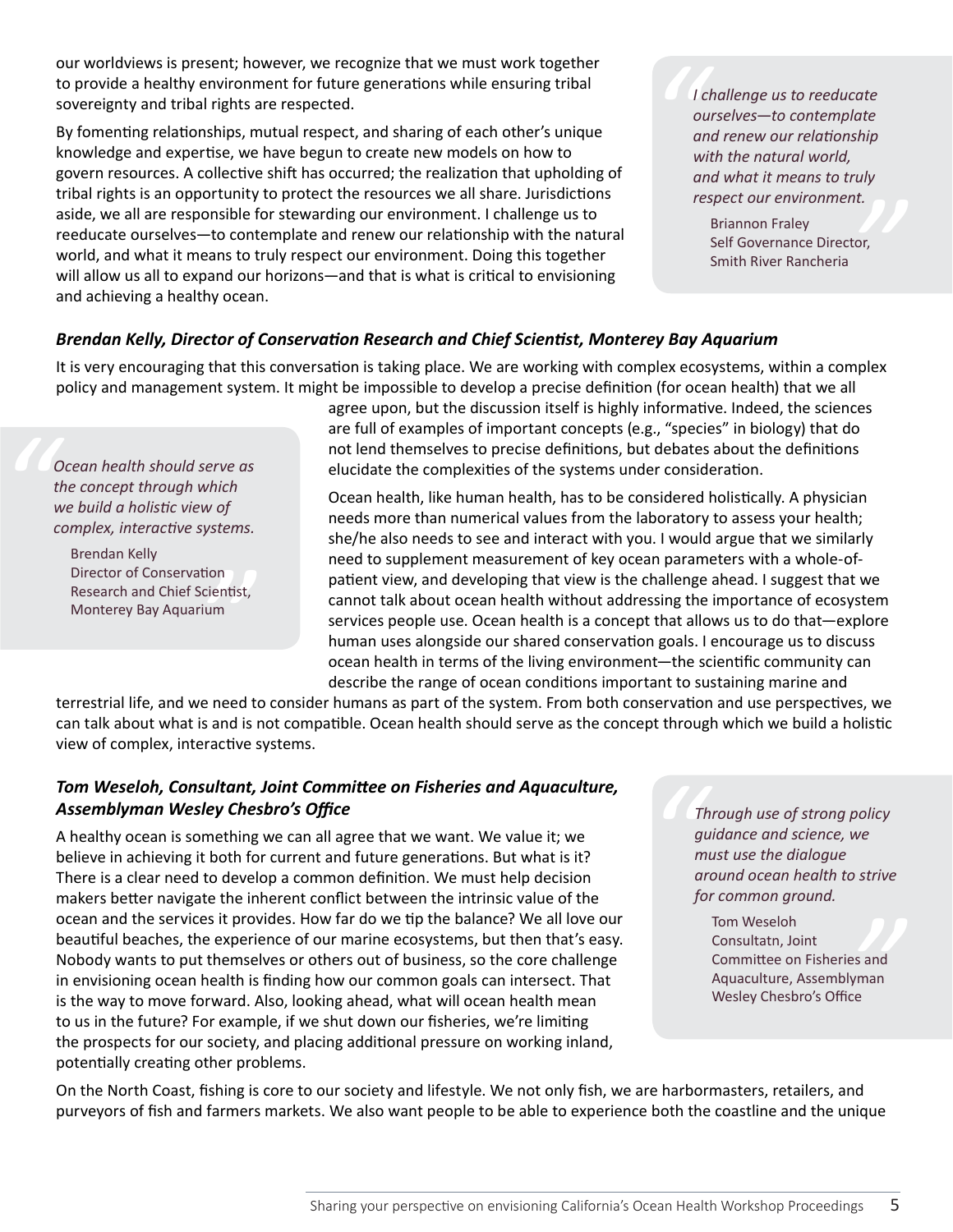our worldviews is present; however, we recognize that we must work together to provide a healthy environment for future generations while ensuring tribal sovereignty and tribal rights are respected.

By fomenting relationships, mutual respect, and sharing of each other's unique knowledge and expertise, we have begun to create new models on how to govern resources. A collective shift has occurred; the realization that upholding of tribal rights is an opportunity to protect the resources we all share. Jurisdictions aside, we all are responsible for stewarding our environment. I challenge us to reeducate ourselves—to contemplate and renew our relationship with the natural world, and what it means to truly respect our environment. Doing this together will allow us all to expand our horizons—and that is what is critical to envisioning and achieving a healthy ocean.

> *I challenge us to reeducate ourselves—to contemplate and renew our relationship with the natural world, and what it means to truly respect our environment.*
>
> Briannon Fraley
> Self Governance Director,
> Smith River Rancheria

### *Brendan Kelly, Director of Conservation Research and Chief Scientist, Monterey Bay Aquarium*

It is very encouraging that this conversation is taking place. We are working with complex ecosystems, within a complex policy and management system. It might be impossible to develop a precise definition (for ocean health) that we all agree upon, but the discussion itself is highly informative. Indeed, the sciences are full of examples of important concepts (e.g., "species" in biology) that do not lend themselves to precise definitions, but debates about the definitions elucidate the complexities of the systems under consideration.

Ocean health, like human health, has to be considered holistically. A physician needs more than numerical values from the laboratory to assess your health; she/he also needs to see and interact with you. I would argue that we similarly need to supplement measurement of key ocean parameters with a whole-of-patient view, and developing that view is the challenge ahead. I suggest that we cannot talk about ocean health without addressing the importance of ecosystem services people use. Ocean health is a concept that allows us to do that—explore human uses alongside our shared conservation goals. I encourage us to discuss ocean health in terms of the living environment—the scientific community can describe the range of ocean conditions important to sustaining marine and terrestrial life, and we need to consider humans as part of the system. From both conservation and use perspectives, we can talk about what is and is not compatible. Ocean health should serve as the concept through which we build a holistic view of complex, interactive systems.

> *Ocean health should serve as the concept through which we build a holistic view of complex, interactive systems.*
>
> Brendan Kelly
> Director of Conservation Research and Chief Scientist,
> Monterey Bay Aquarium

### *Tom Weseloh, Consultant, Joint Committee on Fisheries and Aquaculture, Assemblyman Wesley Chesbro's Office*

A healthy ocean is something we can all agree that we want. We value it; we believe in achieving it both for current and future generations. But what is it? There is a clear need to develop a common definition. We must help decision makers better navigate the inherent conflict between the intrinsic value of the ocean and the services it provides. How far do we tip the balance? We all love our beautiful beaches, the experience of our marine ecosystems, but then that's easy. Nobody wants to put themselves or others out of business, so the core challenge in envisioning ocean health is finding how our common goals can intersect. That is the way to move forward. Also, looking ahead, what will ocean health mean to us in the future? For example, if we shut down our fisheries, we're limiting the prospects for our society, and placing additional pressure on working inland, potentially creating other problems.

> *Through use of strong policy guidance and science, we must use the dialogue around ocean health to strive for common ground.*
>
> Tom Weseloh
> Consultatn, Joint Committee on Fisheries and Aquaculture, Assemblyman Wesley Chesbro's Office

On the North Coast, fishing is core to our society and lifestyle. We not only fish, we are harbormasters, retailers, and purveyors of fish and farmers markets. We also want people to be able to experience both the coastline and the unique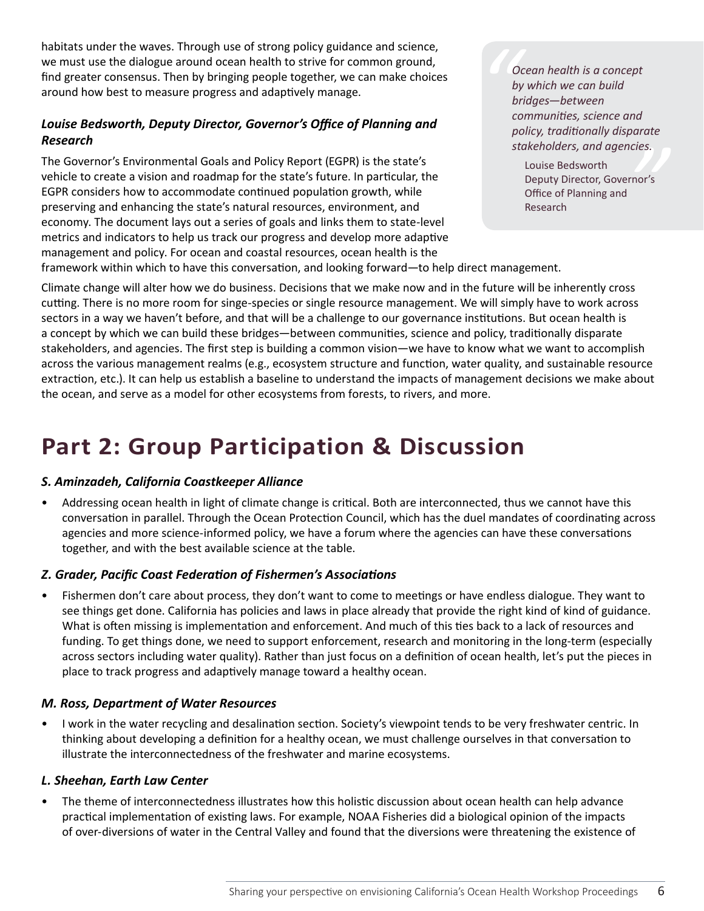habitats under the waves. Through use of strong policy guidance and science, we must use the dialogue around ocean health to strive for common ground, find greater consensus. Then by bringing people together, we can make choices around how best to measure progress and adaptively manage.

### *Louise Bedsworth, Deputy Director, Governor's Office of Planning and Research*

> *Ocean health is a concept by which we can build bridges—between communities, science and policy, traditionally disparate stakeholders, and agencies.*
>
> Louise Bedsworth
> Deputy Director, Governor's Office of Planning and Research

The Governor's Environmental Goals and Policy Report (EGPR) is the state's vehicle to create a vision and roadmap for the state's future. In particular, the EGPR considers how to accommodate continued population growth, while preserving and enhancing the state's natural resources, environment, and economy. The document lays out a series of goals and links them to state-level metrics and indicators to help us track our progress and develop more adaptive management and policy. For ocean and coastal resources, ocean health is the framework within which to have this conversation, and looking forward—to help direct management.

Climate change will alter how we do business. Decisions that we make now and in the future will be inherently cross cutting. There is no more room for singe-species or single resource management. We will simply have to work across sectors in a way we haven't before, and that will be a challenge to our governance institutions. But ocean health is a concept by which we can build these bridges—between communities, science and policy, traditionally disparate stakeholders, and agencies. The first step is building a common vision—we have to know what we want to accomplish across the various management realms (e.g., ecosystem structure and function, water quality, and sustainable resource extraction, etc.). It can help us establish a baseline to understand the impacts of management decisions we make about the ocean, and serve as a model for other ecosystems from forests, to rivers, and more.

# Part 2: Group Participation & Discussion

### *S. Aminzadeh, California Coastkeeper Alliance*

- Addressing ocean health in light of climate change is critical. Both are interconnected, thus we cannot have this conversation in parallel. Through the Ocean Protection Council, which has the duel mandates of coordinating across agencies and more science-informed policy, we have a forum where the agencies can have these conversations together, and with the best available science at the table.

### *Z. Grader, Pacific Coast Federation of Fishermen's Associations*

- Fishermen don't care about process, they don't want to come to meetings or have endless dialogue. They want to see things get done. California has policies and laws in place already that provide the right kind of kind of guidance. What is often missing is implementation and enforcement. And much of this ties back to a lack of resources and funding. To get things done, we need to support enforcement, research and monitoring in the long-term (especially across sectors including water quality). Rather than just focus on a definition of ocean health, let's put the pieces in place to track progress and adaptively manage toward a healthy ocean.

### *M. Ross, Department of Water Resources*

- I work in the water recycling and desalination section. Society's viewpoint tends to be very freshwater centric. In thinking about developing a definition for a healthy ocean, we must challenge ourselves in that conversation to illustrate the interconnectedness of the freshwater and marine ecosystems.

### *L. Sheehan, Earth Law Center*

- The theme of interconnectedness illustrates how this holistic discussion about ocean health can help advance practical implementation of existing laws. For example, NOAA Fisheries did a biological opinion of the impacts of over-diversions of water in the Central Valley and found that the diversions were threatening the existence of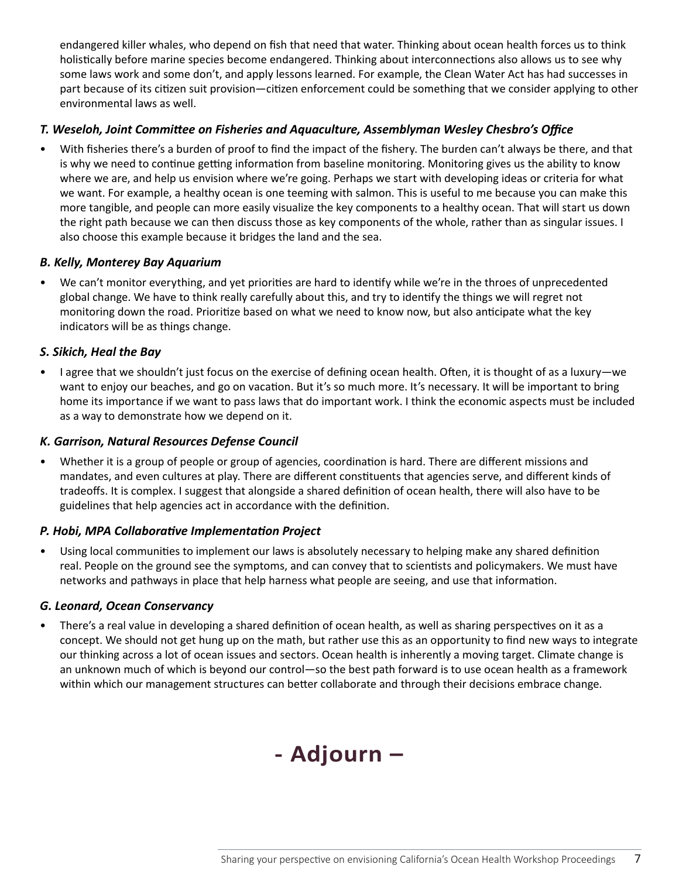endangered killer whales, who depend on fish that need that water. Thinking about ocean health forces us to think holistically before marine species become endangered. Thinking about interconnections also allows us to see why some laws work and some don't, and apply lessons learned. For example, the Clean Water Act has had successes in part because of its citizen suit provision—citizen enforcement could be something that we consider applying to other environmental laws as well.

### *T. Weseloh, Joint Committee on Fisheries and Aquaculture, Assemblyman Wesley Chesbro's Office*

- With fisheries there's a burden of proof to find the impact of the fishery. The burden can't always be there, and that is why we need to continue getting information from baseline monitoring. Monitoring gives us the ability to know where we are, and help us envision where we're going. Perhaps we start with developing ideas or criteria for what we want. For example, a healthy ocean is one teeming with salmon. This is useful to me because you can make this more tangible, and people can more easily visualize the key components to a healthy ocean. That will start us down the right path because we can then discuss those as key components of the whole, rather than as singular issues. I also choose this example because it bridges the land and the sea.

### *B. Kelly, Monterey Bay Aquarium*

- We can't monitor everything, and yet priorities are hard to identify while we're in the throes of unprecedented global change. We have to think really carefully about this, and try to identify the things we will regret not monitoring down the road. Prioritize based on what we need to know now, but also anticipate what the key indicators will be as things change.

### *S. Sikich, Heal the Bay*

- I agree that we shouldn't just focus on the exercise of defining ocean health. Often, it is thought of as a luxury—we want to enjoy our beaches, and go on vacation. But it's so much more. It's necessary. It will be important to bring home its importance if we want to pass laws that do important work. I think the economic aspects must be included as a way to demonstrate how we depend on it.

### *K. Garrison, Natural Resources Defense Council*

- Whether it is a group of people or group of agencies, coordination is hard. There are different missions and mandates, and even cultures at play. There are different constituents that agencies serve, and different kinds of tradeoffs. It is complex. I suggest that alongside a shared definition of ocean health, there will also have to be guidelines that help agencies act in accordance with the definition.

### *P. Hobi, MPA Collaborative Implementation Project*

- Using local communities to implement our laws is absolutely necessary to helping make any shared definition real. People on the ground see the symptoms, and can convey that to scientists and policymakers. We must have networks and pathways in place that help harness what people are seeing, and use that information.

### *G. Leonard, Ocean Conservancy*

- There's a real value in developing a shared definition of ocean health, as well as sharing perspectives on it as a concept. We should not get hung up on the math, but rather use this as an opportunity to find new ways to integrate our thinking across a lot of ocean issues and sectors. Ocean health is inherently a moving target. Climate change is an unknown much of which is beyond our control—so the best path forward is to use ocean health as a framework within which our management structures can better collaborate and through their decisions embrace change.

## - Adjourn –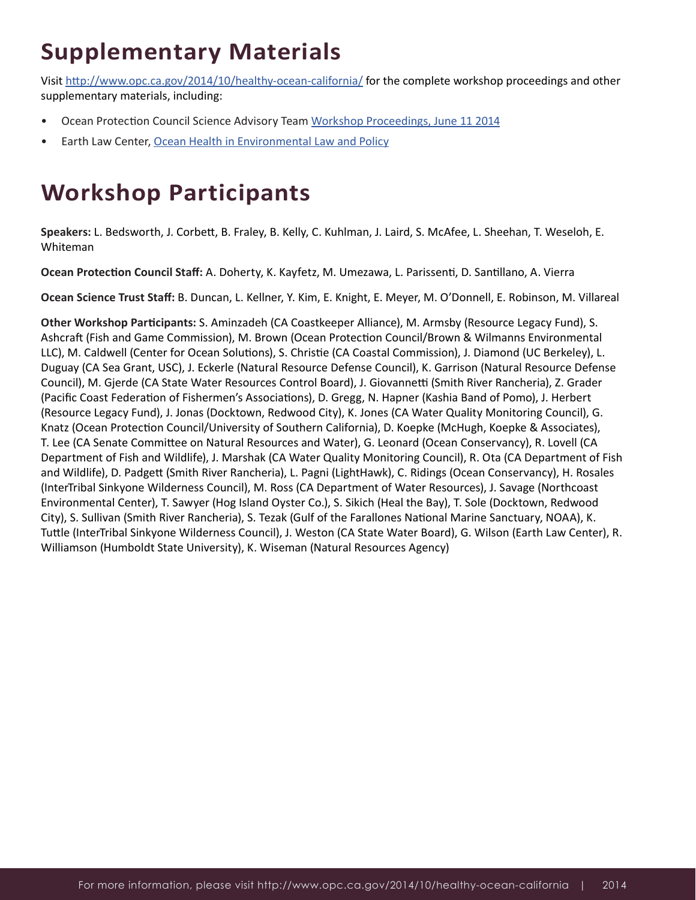# Supplementary Materials

Visit [http://www.opc.ca.gov/2014/10/healthy-ocean-california/](http://www.opc.ca.gov/2014/10/healthy-ocean-california/) for the complete workshop proceedings and other supplementary materials, including:

- Ocean Protection Council Science Advisory Team [Workshop Proceedings, June 11 2014]()
- Earth Law Center, [Ocean Health in Environmental Law and Policy]()

# Workshop Participants

**Speakers:** L. Bedsworth, J. Corbett, B. Fraley, B. Kelly, C. Kuhlman, J. Laird, S. McAfee, L. Sheehan, T. Weseloh, E. Whiteman

**Ocean Protection Council Staff:** A. Doherty, K. Kayfetz, M. Umezawa, L. Parissenti, D. Santillano, A. Vierra

**Ocean Science Trust Staff:** B. Duncan, L. Kellner, Y. Kim, E. Knight, E. Meyer, M. O'Donnell, E. Robinson, M. Villareal

**Other Workshop Participants:** S. Aminzadeh (CA Coastkeeper Alliance), M. Armsby (Resource Legacy Fund), S. Ashcraft (Fish and Game Commission), M. Brown (Ocean Protection Council/Brown & Wilmanns Environmental LLC), M. Caldwell (Center for Ocean Solutions), S. Christie (CA Coastal Commission), J. Diamond (UC Berkeley), L. Duguay (CA Sea Grant, USC), J. Eckerle (Natural Resource Defense Council), K. Garrison (Natural Resource Defense Council), M. Gjerde (CA State Water Resources Control Board), J. Giovannetti (Smith River Rancheria), Z. Grader (Pacific Coast Federation of Fishermen's Associations), D. Gregg, N. Hapner (Kashia Band of Pomo), J. Herbert (Resource Legacy Fund), J. Jonas (Docktown, Redwood City), K. Jones (CA Water Quality Monitoring Council), G. Knatz (Ocean Protection Council/University of Southern California), D. Koepke (McHugh, Koepke & Associates), T. Lee (CA Senate Committee on Natural Resources and Water), G. Leonard (Ocean Conservancy), R. Lovell (CA Department of Fish and Wildlife), J. Marshak (CA Water Quality Monitoring Council), R. Ota (CA Department of Fish and Wildlife), D. Padgett (Smith River Rancheria), L. Pagni (LightHawk), C. Ridings (Ocean Conservancy), H. Rosales (InterTribal Sinkyone Wilderness Council), M. Ross (CA Department of Water Resources), J. Savage (Northcoast Environmental Center), T. Sawyer (Hog Island Oyster Co.), S. Sikich (Heal the Bay), T. Sole (Docktown, Redwood City), S. Sullivan (Smith River Rancheria), S. Tezak (Gulf of the Farallones National Marine Sanctuary, NOAA), K. Tuttle (InterTribal Sinkyone Wilderness Council), J. Weston (CA State Water Board), G. Wilson (Earth Law Center), R. Williamson (Humboldt State University), K. Wiseman (Natural Resources Agency)